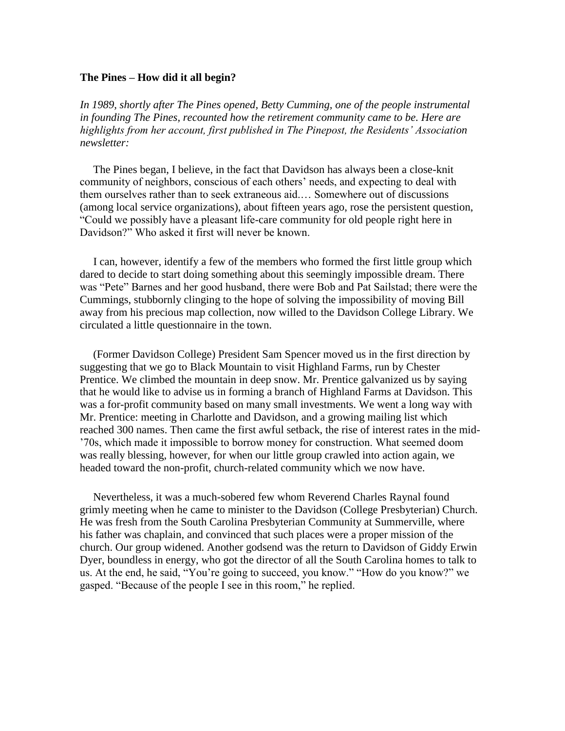**The Pines – How did it all begin?**

*In 1989, shortly after The Pines opened, Betty Cumming, one of the people instrumental in founding The Pines, recounted how the retirement community came to be. Here are highlights from her account, first published in The Pinepost, the Residents' Association newsletter:*

The Pines began, I believe, in the fact that Davidson has always been a close-knit community of neighbors, conscious of each others' needs, and expecting to deal with them ourselves rather than to seek extraneous aid.… Somewhere out of discussions (among local service organizations), about fifteen years ago, rose the persistent question, "Could we possibly have a pleasant life-care community for old people right here in Davidson?" Who asked it first will never be known.

I can, however, identify a few of the members who formed the first little group which dared to decide to start doing something about this seemingly impossible dream. There was "Pete" Barnes and her good husband, there were Bob and Pat Sailstad; there were the Cummings, stubbornly clinging to the hope of solving the impossibility of moving Bill away from his precious map collection, now willed to the Davidson College Library. We circulated a little questionnaire in the town.

(Former Davidson College) President Sam Spencer moved us in the first direction by suggesting that we go to Black Mountain to visit Highland Farms, run by Chester Prentice. We climbed the mountain in deep snow. Mr. Prentice galvanized us by saying that he would like to advise us in forming a branch of Highland Farms at Davidson. This was a for-profit community based on many small investments. We went a long way with Mr. Prentice: meeting in Charlotte and Davidson, and a growing mailing list which reached 300 names. Then came the first awful setback, the rise of interest rates in the mid-'70s, which made it impossible to borrow money for construction. What seemed doom was really blessing, however, for when our little group crawled into action again, we headed toward the non-profit, church-related community which we now have.

Nevertheless, it was a much-sobered few whom Reverend Charles Raynal found grimly meeting when he came to minister to the Davidson (College Presbyterian) Church. He was fresh from the South Carolina Presbyterian Community at Summerville, where his father was chaplain, and convinced that such places were a proper mission of the church. Our group widened. Another godsend was the return to Davidson of Giddy Erwin Dyer, boundless in energy, who got the director of all the South Carolina homes to talk to us. At the end, he said, "You're going to succeed, you know." "How do you know?" we gasped. "Because of the people I see in this room," he replied.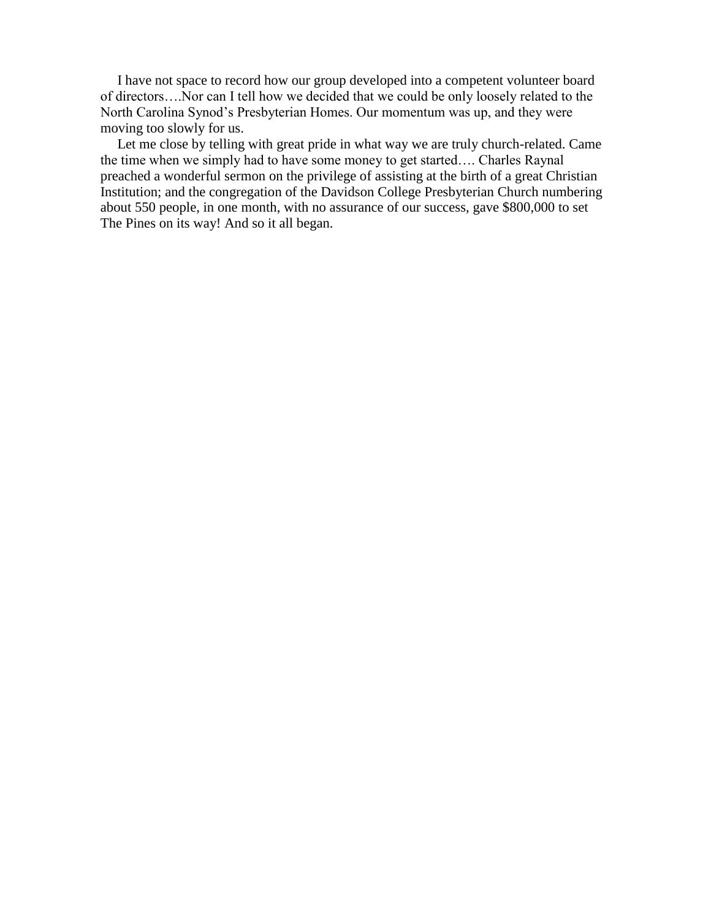I have not space to record how our group developed into a competent volunteer board of directors….Nor can I tell how we decided that we could be only loosely related to the North Carolina Synod's Presbyterian Homes. Our momentum was up, and they were moving too slowly for us.

Let me close by telling with great pride in what way we are truly church-related. Came the time when we simply had to have some money to get started…. Charles Raynal preached a wonderful sermon on the privilege of assisting at the birth of a great Christian Institution; and the congregation of the Davidson College Presbyterian Church numbering about 550 people, in one month, with no assurance of our success, gave $800,000 to set The Pines on its way! And so it all began.